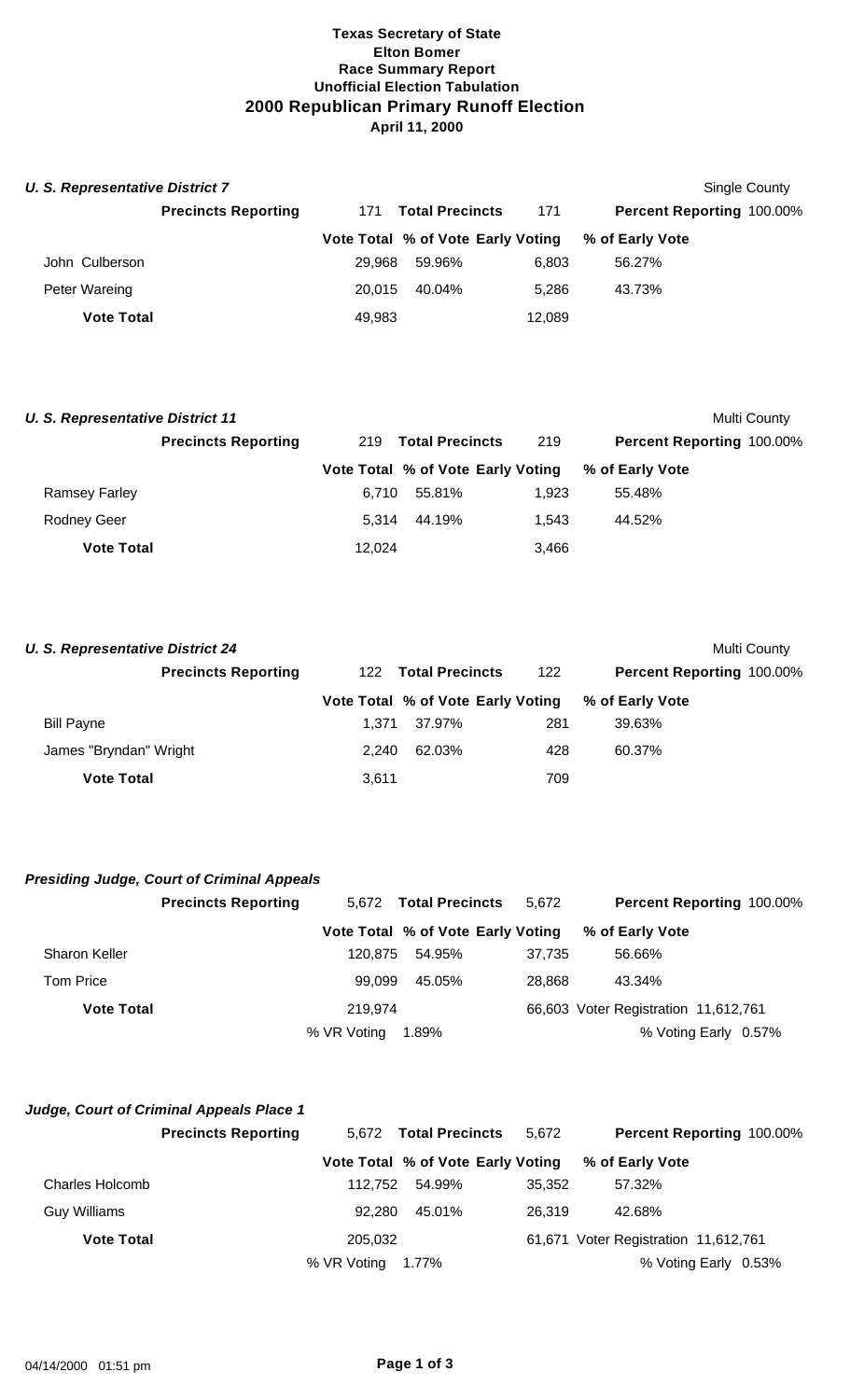**Texas Secretary of State**
**Elton Bomer**
**Race Summary Report**
**Unofficial Election Tabulation**
## 2000 Republican Primary Runoff Election
**April 11, 2000**

### *U. S. Representative District 7*

Single County

| **Precincts Reporting** | 171 | **Total Precincts** | 171 | **Percent Reporting** 100.00% |
|---|---|---|---|---|
| | **Vote Total** | **% of Vote** | **Early Voting** | **% of Early Vote** |
| John Culberson | 29,968 | 59.96% | 6,803 | 56.27% |
| Peter Wareing | 20,015 | 40.04% | 5,286 | 43.73% |
| **Vote Total** | 49,983 | | 12,089 | |

### *U. S. Representative District 11*

Multi County

| **Precincts Reporting** | 219 | **Total Precincts** | 219 | **Percent Reporting** 100.00% |
|---|---|---|---|---|
| | **Vote Total** | **% of Vote** | **Early Voting** | **% of Early Vote** |
| Ramsey Farley | 6,710 | 55.81% | 1,923 | 55.48% |
| Rodney Geer | 5,314 | 44.19% | 1,543 | 44.52% |
| **Vote Total** | 12,024 | | 3,466 | |

### *U. S. Representative District 24*

Multi County

| **Precincts Reporting** | 122 | **Total Precincts** | 122 | **Percent Reporting** 100.00% |
|---|---|---|---|---|
| | **Vote Total** | **% of Vote** | **Early Voting** | **% of Early Vote** |
| Bill Payne | 1,371 | 37.97% | 281 | 39.63% |
| James "Bryndan" Wright | 2,240 | 62.03% | 428 | 60.37% |
| **Vote Total** | 3,611 | | 709 | |

### *Presiding Judge, Court of Criminal Appeals*

| **Precincts Reporting** | 5,672 | **Total Precincts** | 5,672 | **Percent Reporting** 100.00% |
|---|---|---|---|---|
| | **Vote Total** | **% of Vote** | **Early Voting** | **% of Early Vote** |
| Sharon Keller | 120,875 | 54.95% | 37,735 | 56.66% |
| Tom Price | 99,099 | 45.05% | 28,868 | 43.34% |
| **Vote Total** | 219,974 | | 66,603 | Voter Registration 11,612,761 |
| | % VR Voting | 1.89% | | % Voting Early 0.57% |

### *Judge, Court of Criminal Appeals Place 1*

| **Precincts Reporting** | 5,672 | **Total Precincts** | 5,672 | **Percent Reporting** 100.00% |
|---|---|---|---|---|
| | **Vote Total** | **% of Vote** | **Early Voting** | **% of Early Vote** |
| Charles Holcomb | 112,752 | 54.99% | 35,352 | 57.32% |
| Guy Williams | 92,280 | 45.01% | 26,319 | 42.68% |
| **Vote Total** | 205,032 | | 61,671 | Voter Registration 11,612,761 |
| | % VR Voting | 1.77% | | % Voting Early 0.53% |

04/14/2000 01:51 pm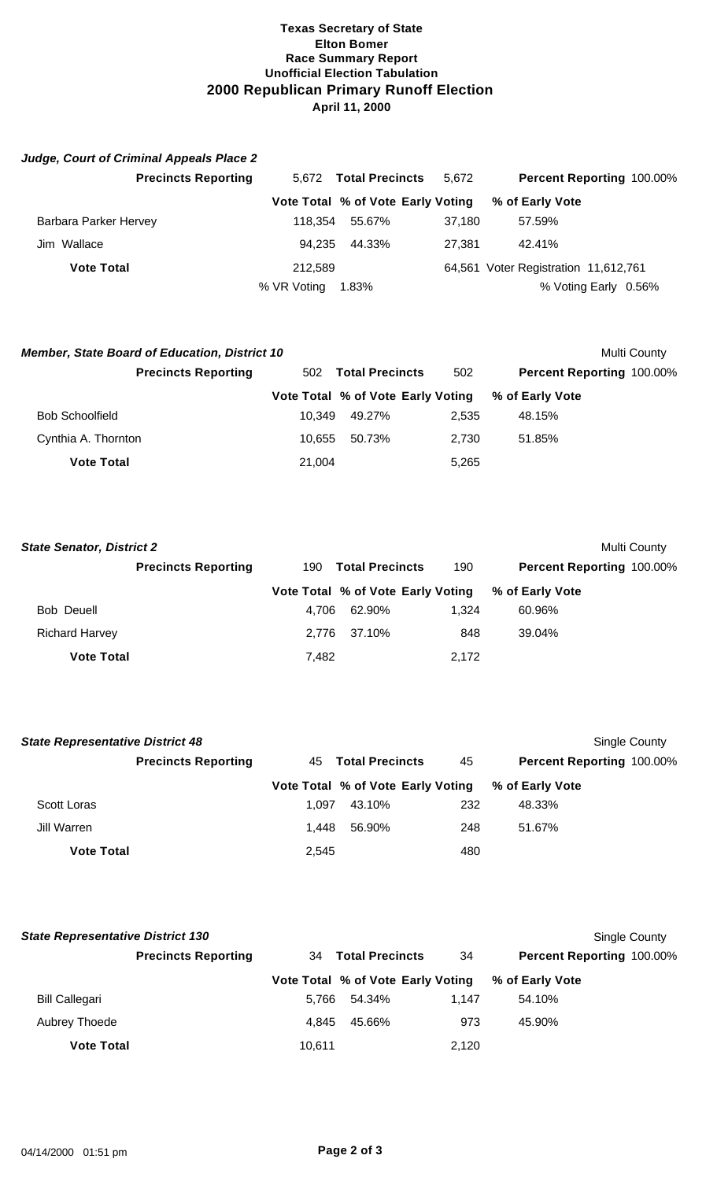**Texas Secretary of State**
**Elton Bomer**
**Race Summary Report**
**Unofficial Election Tabulation**
## 2000 Republican Primary Runoff Election
**April 11, 2000**

### *Judge, Court of Criminal Appeals Place 2*

| **Precincts Reporting** | 5,672 | **Total Precincts** | 5,672 | **Percent Reporting** 100.00% |
|---|---|---|---|---|
| | **Vote Total** | **% of Vote** | **Early Voting** | **% of Early Vote** |
| Barbara Parker Hervey | 118,354 | 55.67% | 37,180 | 57.59% |
| Jim Wallace | 94,235 | 44.33% | 27,381 | 42.41% |
| **Vote Total** | 212,589 | | 64,561 | Voter Registration 11,612,761 |
| | % VR Voting | 1.83% | | % Voting Early 0.56% |

### *Member, State Board of Education, District 10*

Multi County

| **Precincts Reporting** | 502 | **Total Precincts** | 502 | **Percent Reporting** 100.00% |
|---|---|---|---|---|
| | **Vote Total** | **% of Vote** | **Early Voting** | **% of Early Vote** |
| Bob Schoolfield | 10,349 | 49.27% | 2,535 | 48.15% |
| Cynthia A. Thornton | 10,655 | 50.73% | 2,730 | 51.85% |
| **Vote Total** | 21,004 | | 5,265 | |

### *State Senator, District 2*

Multi County

| **Precincts Reporting** | 190 | **Total Precincts** | 190 | **Percent Reporting** 100.00% |
|---|---|---|---|---|
| | **Vote Total** | **% of Vote** | **Early Voting** | **% of Early Vote** |
| Bob Deuell | 4,706 | 62.90% | 1,324 | 60.96% |
| Richard Harvey | 2,776 | 37.10% | 848 | 39.04% |
| **Vote Total** | 7,482 | | 2,172 | |

### *State Representative District 48*

Single County

| **Precincts Reporting** | 45 | **Total Precincts** | 45 | **Percent Reporting** 100.00% |
|---|---|---|---|---|
| | **Vote Total** | **% of Vote** | **Early Voting** | **% of Early Vote** |
| Scott Loras | 1,097 | 43.10% | 232 | 48.33% |
| Jill Warren | 1,448 | 56.90% | 248 | 51.67% |
| **Vote Total** | 2,545 | | 480 | |

### *State Representative District 130*

Single County

| **Precincts Reporting** | 34 | **Total Precincts** | 34 | **Percent Reporting** 100.00% |
|---|---|---|---|---|
| | **Vote Total** | **% of Vote** | **Early Voting** | **% of Early Vote** |
| Bill Callegari | 5,766 | 54.34% | 1,147 | 54.10% |
| Aubrey Thoede | 4,845 | 45.66% | 973 | 45.90% |
| **Vote Total** | 10,611 | | 2,120 | |

04/14/2000 01:51 pm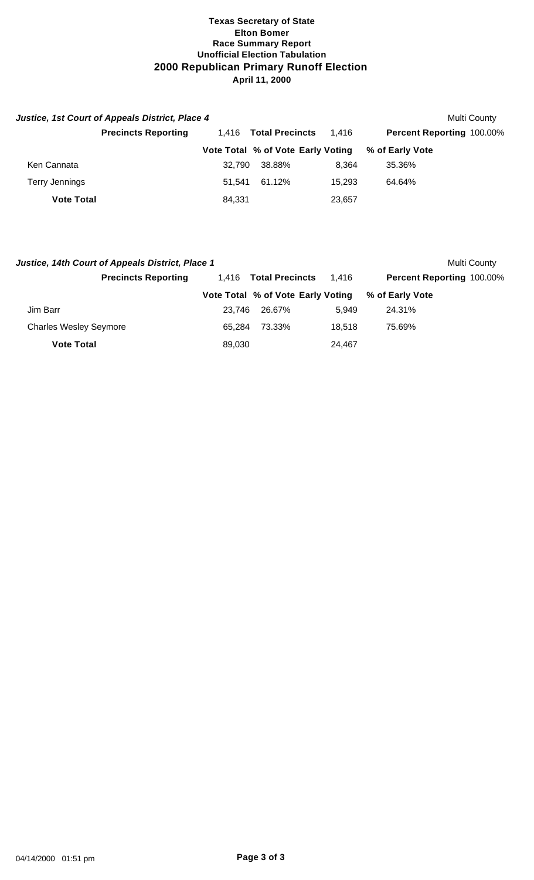**Texas Secretary of State**
**Elton Bomer**
**Race Summary Report**
**Unofficial Election Tabulation**
## 2000 Republican Primary Runoff Election
**April 11, 2000**

### *Justice, 1st Court of Appeals District, Place 4*

Multi County

**Precincts Reporting** 1,416 **Total Precincts** 1,416 **Percent Reporting** 100.00%

| | Vote Total | % of Vote | Early Voting | % of Early Vote |
|---|---|---|---|---|
| Ken Cannata | 32,790 | 38.88% | 8,364 | 35.36% |
| Terry Jennings | 51,541 | 61.12% | 15,293 | 64.64% |
| **Vote Total** | 84,331 | | 23,657 | |

### *Justice, 14th Court of Appeals District, Place 1*

Multi County

**Precincts Reporting** 1,416 **Total Precincts** 1,416 **Percent Reporting** 100.00%

| | Vote Total | % of Vote | Early Voting | % of Early Vote |
|---|---|---|---|---|
| Jim Barr | 23,746 | 26.67% | 5,949 | 24.31% |
| Charles Wesley Seymore | 65,284 | 73.33% | 18,518 | 75.69% |
| **Vote Total** | 89,030 | | 24,467 | |

04/14/2000 01:51 pm